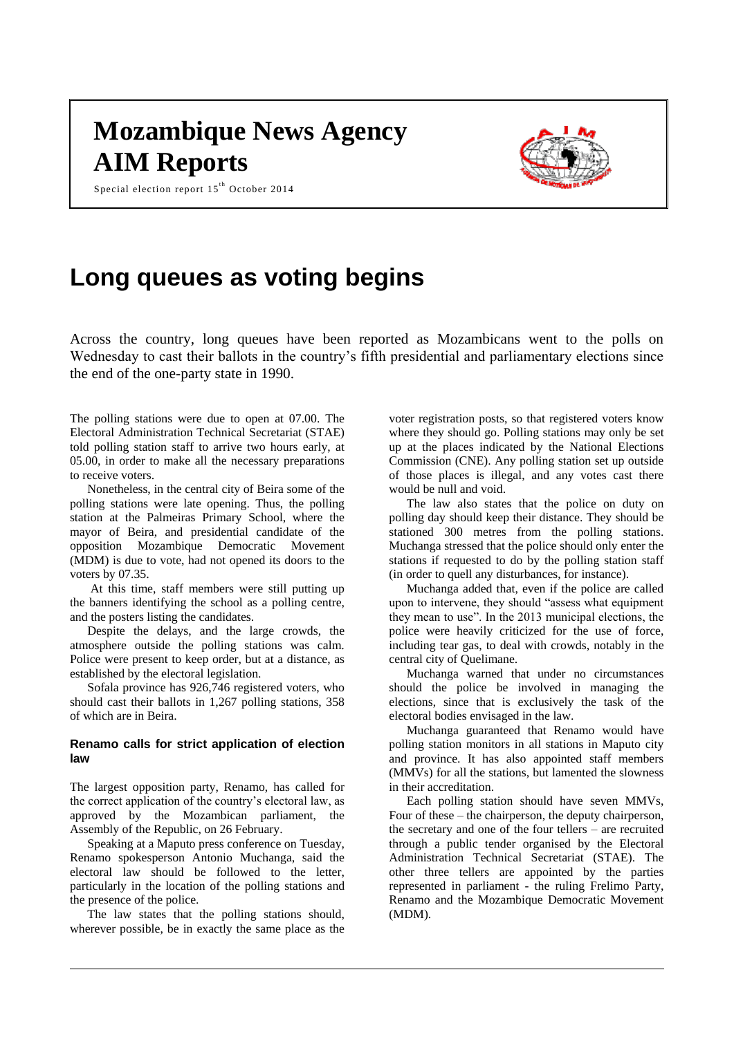# Mozambique News Agency
# AIM Reports

Special election report 15th October 2014

# Long queues as voting begins

Across the country, long queues have been reported as Mozambicans went to the polls on Wednesday to cast their ballots in the country's fifth presidential and parliamentary elections since the end of the one-party state in 1990.

The polling stations were due to open at 07.00. The Electoral Administration Technical Secretariat (STAE) told polling station staff to arrive two hours early, at 05.00, in order to make all the necessary preparations to receive voters.

Nonetheless, in the central city of Beira some of the polling stations were late opening. Thus, the polling station at the Palmeiras Primary School, where the mayor of Beira, and presidential candidate of the opposition Mozambique Democratic Movement (MDM) is due to vote, had not opened its doors to the voters by 07.35.

At this time, staff members were still putting up the banners identifying the school as a polling centre, and the posters listing the candidates.

Despite the delays, and the large crowds, the atmosphere outside the polling stations was calm. Police were present to keep order, but at a distance, as established by the electoral legislation.

Sofala province has 926,746 registered voters, who should cast their ballots in 1,267 polling stations, 358 of which are in Beira.

### Renamo calls for strict application of election law

The largest opposition party, Renamo, has called for the correct application of the country's electoral law, as approved by the Mozambican parliament, the Assembly of the Republic, on 26 February.

Speaking at a Maputo press conference on Tuesday, Renamo spokesperson Antonio Muchanga, said the electoral law should be followed to the letter, particularly in the location of the polling stations and the presence of the police.

The law states that the polling stations should, wherever possible, be in exactly the same place as the voter registration posts, so that registered voters know where they should go. Polling stations may only be set up at the places indicated by the National Elections Commission (CNE). Any polling station set up outside of those places is illegal, and any votes cast there would be null and void.

The law also states that the police on duty on polling day should keep their distance. They should be stationed 300 metres from the polling stations. Muchanga stressed that the police should only enter the stations if requested to do by the polling station staff (in order to quell any disturbances, for instance).

Muchanga added that, even if the police are called upon to intervene, they should "assess what equipment they mean to use". In the 2013 municipal elections, the police were heavily criticized for the use of force, including tear gas, to deal with crowds, notably in the central city of Quelimane.

Muchanga warned that under no circumstances should the police be involved in managing the elections, since that is exclusively the task of the electoral bodies envisaged in the law.

Muchanga guaranteed that Renamo would have polling station monitors in all stations in Maputo city and province. It has also appointed staff members (MMVs) for all the stations, but lamented the slowness in their accreditation.

Each polling station should have seven MMVs, Four of these – the chairperson, the deputy chairperson, the secretary and one of the four tellers – are recruited through a public tender organised by the Electoral Administration Technical Secretariat (STAE). The other three tellers are appointed by the parties represented in parliament - the ruling Frelimo Party, Renamo and the Mozambique Democratic Movement (MDM).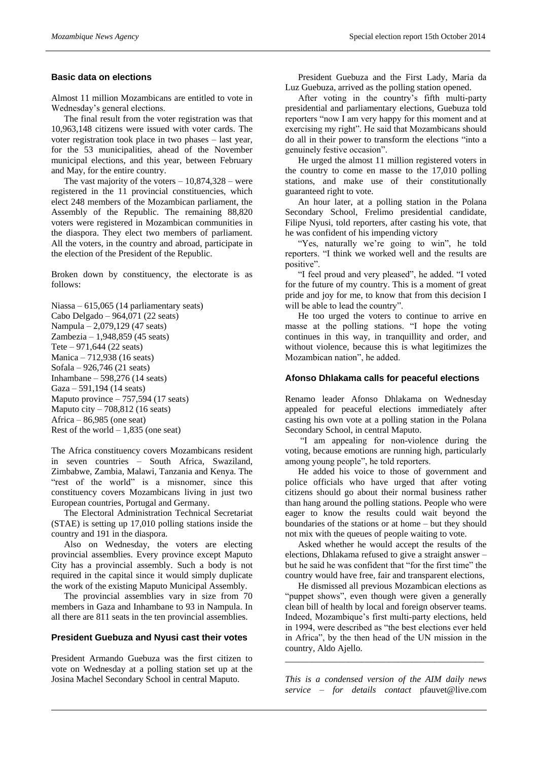## Basic data on elections

Almost 11 million Mozambicans are entitled to vote in Wednesday's general elections.

The final result from the voter registration was that 10,963,148 citizens were issued with voter cards. The voter registration took place in two phases – last year, for the 53 municipalities, ahead of the November municipal elections, and this year, between February and May, for the entire country.

The vast majority of the voters – 10,874,328 – were registered in the 11 provincial constituencies, which elect 248 members of the Mozambican parliament, the Assembly of the Republic. The remaining 88,820 voters were registered in Mozambican communities in the diaspora. They elect two members of parliament. All the voters, in the country and abroad, participate in the election of the President of the Republic.

Broken down by constituency, the electorate is as follows:

Niassa – 615,065 (14 parliamentary seats)
Cabo Delgado – 964,071 (22 seats)
Nampula – 2,079,129 (47 seats)
Zambezia – 1,948,859 (45 seats)
Tete – 971,644 (22 seats)
Manica – 712,938 (16 seats)
Sofala – 926,746 (21 seats)
Inhambane – 598,276 (14 seats)
Gaza – 591,194 (14 seats)
Maputo province – 757,594 (17 seats)
Maputo city – 708,812 (16 seats)
Africa – 86,985 (one seat)
Rest of the world – 1,835 (one seat)

The Africa constituency covers Mozambicans resident in seven countries – South Africa, Swaziland, Zimbabwe, Zambia, Malawi, Tanzania and Kenya. The "rest of the world" is a misnomer, since this constituency covers Mozambicans living in just two European countries, Portugal and Germany.

The Electoral Administration Technical Secretariat (STAE) is setting up 17,010 polling stations inside the country and 191 in the diaspora.

Also on Wednesday, the voters are electing provincial assemblies. Every province except Maputo City has a provincial assembly. Such a body is not required in the capital since it would simply duplicate the work of the existing Maputo Municipal Assembly.

The provincial assemblies vary in size from 70 members in Gaza and Inhambane to 93 in Nampula. In all there are 811 seats in the ten provincial assemblies.

## President Guebuza and Nyusi cast their votes

President Armando Guebuza was the first citizen to vote on Wednesday at a polling station set up at the Josina Machel Secondary School in central Maputo.

President Guebuza and the First Lady, Maria da Luz Guebuza, arrived as the polling station opened.

After voting in the country's fifth multi-party presidential and parliamentary elections, Guebuza told reporters "now I am very happy for this moment and at exercising my right". He said that Mozambicans should do all in their power to transform the elections "into a genuinely festive occasion".

He urged the almost 11 million registered voters in the country to come en masse to the 17,010 polling stations, and make use of their constitutionally guaranteed right to vote.

An hour later, at a polling station in the Polana Secondary School, Frelimo presidential candidate, Filipe Nyusi, told reporters, after casting his vote, that he was confident of his impending victory

"Yes, naturally we're going to win", he told reporters. "I think we worked well and the results are positive".

"I feel proud and very pleased", he added. "I voted for the future of my country. This is a moment of great pride and joy for me, to know that from this decision I will be able to lead the country".

He too urged the voters to continue to arrive en masse at the polling stations. "I hope the voting continues in this way, in tranquillity and order, and without violence, because this is what legitimizes the Mozambican nation", he added.

## Afonso Dhlakama calls for peaceful elections

Renamo leader Afonso Dhlakama on Wednesday appealed for peaceful elections immediately after casting his own vote at a polling station in the Polana Secondary School, in central Maputo.

"I am appealing for non-violence during the voting, because emotions are running high, particularly among young people", he told reporters.

He added his voice to those of government and police officials who have urged that after voting citizens should go about their normal business rather than hang around the polling stations. People who were eager to know the results could wait beyond the boundaries of the stations or at home – but they should not mix with the queues of people waiting to vote.

Asked whether he would accept the results of the elections, Dhlakama refused to give a straight answer – but he said he was confident that "for the first time" the country would have free, fair and transparent elections,

He dismissed all previous Mozambican elections as "puppet shows", even though were given a generally clean bill of health by local and foreign observer teams. Indeed, Mozambique's first multi-party elections, held in 1994, were described as "the best elections ever held in Africa", by the then head of the UN mission in the country, Aldo Ajello.

---

*This is a condensed version of the AIM daily news service – for details contact* pfauvet@live.com